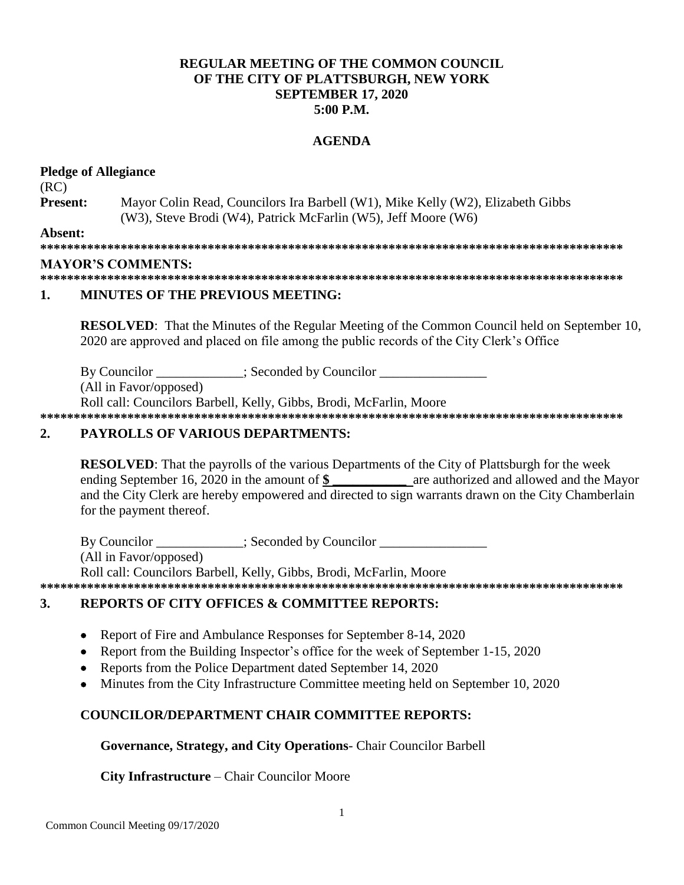**REGULAR MEETING OF THE COMMON COUNCIL**
**OF THE CITY OF PLATTSBURGH, NEW YORK**
**SEPTEMBER 17, 2020**
**5:00 P.M.**

**AGENDA**

**Pledge of Allegiance**

(RC)

**Present:** Mayor Colin Read, Councilors Ira Barbell (W1), Mike Kelly (W2), Elizabeth Gibbs (W3), Steve Brodi (W4), Patrick McFarlin (W5), Jeff Moore (W6)

**Absent:**

******************************************************************************************

**MAYOR'S COMMENTS:**

******************************************************************************************

## 1. MINUTES OF THE PREVIOUS MEETING:

**RESOLVED**: That the Minutes of the Regular Meeting of the Common Council held on September 10, 2020 are approved and placed on file among the public records of the City Clerk's Office

By Councilor _____________; Seconded by Councilor ________________

(All in Favor/opposed)

Roll call: Councilors Barbell, Kelly, Gibbs, Brodi, McFarlin, Moore

******************************************************************************************

## 2. PAYROLLS OF VARIOUS DEPARTMENTS:

**RESOLVED**: That the payrolls of the various Departments of the City of Plattsburgh for the week ending September 16, 2020 in the amount of **$ ___________** are authorized and allowed and the Mayor and the City Clerk are hereby empowered and directed to sign warrants drawn on the City Chamberlain for the payment thereof.

By Councilor _____________; Seconded by Councilor ________________

(All in Favor/opposed)

Roll call: Councilors Barbell, Kelly, Gibbs, Brodi, McFarlin, Moore

******************************************************************************************

## 3. REPORTS OF CITY OFFICES & COMMITTEE REPORTS:

- Report of Fire and Ambulance Responses for September 8-14, 2020
- Report from the Building Inspector's office for the week of September 1-15, 2020
- Reports from the Police Department dated September 14, 2020
- Minutes from the City Infrastructure Committee meeting held on September 10, 2020

**COUNCILOR/DEPARTMENT CHAIR COMMITTEE REPORTS:**

**Governance, Strategy, and City Operations**- Chair Councilor Barbell

**City Infrastructure** – Chair Councilor Moore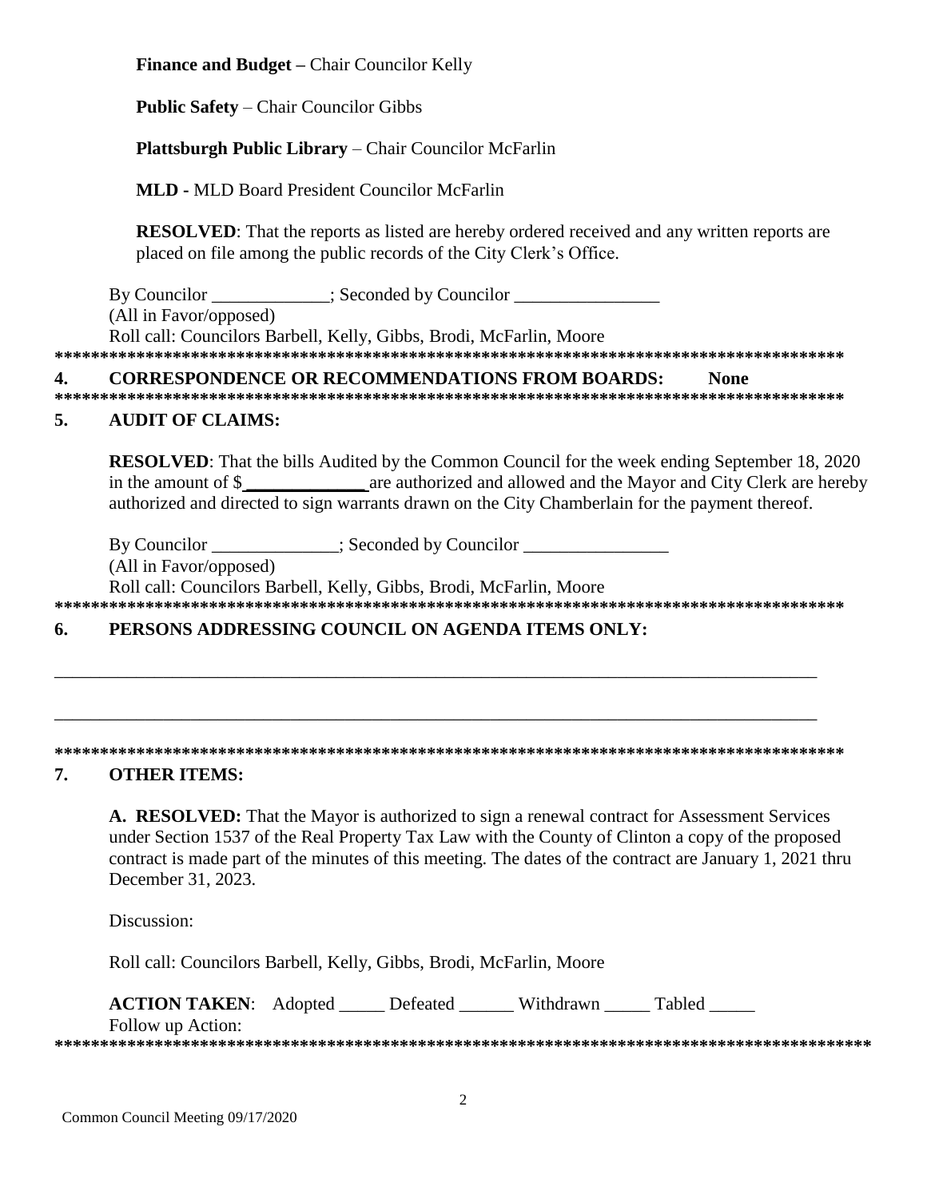**Finance and Budget –** Chair Councilor Kelly

**Public Safety** – Chair Councilor Gibbs

**Plattsburgh Public Library** – Chair Councilor McFarlin

**MLD -** MLD Board President Councilor McFarlin

**RESOLVED**: That the reports as listed are hereby ordered received and any written reports are placed on file among the public records of the City Clerk's Office.

By Councilor _____________; Seconded by Councilor ________________
(All in Favor/opposed)
Roll call: Councilors Barbell, Kelly, Gibbs, Brodi, McFarlin, Moore

*****************************************************************************************

## 4. CORRESPONDENCE OR RECOMMENDATIONS FROM BOARDS: None

*****************************************************************************************

## 5. AUDIT OF CLAIMS:

**RESOLVED**: That the bills Audited by the Common Council for the week ending September 18, 2020 in the amount of $_____________ are authorized and allowed and the Mayor and City Clerk are hereby authorized and directed to sign warrants drawn on the City Chamberlain for the payment thereof.

By Councilor ______________; Seconded by Councilor ________________
(All in Favor/opposed)
Roll call: Councilors Barbell, Kelly, Gibbs, Brodi, McFarlin, Moore

*****************************************************************************************

## 6. PERSONS ADDRESSING COUNCIL ON AGENDA ITEMS ONLY:

_____________________________________________________________________________________

_____________________________________________________________________________________

*****************************************************************************************

## 7. OTHER ITEMS:

**A. RESOLVED:** That the Mayor is authorized to sign a renewal contract for Assessment Services under Section 1537 of the Real Property Tax Law with the County of Clinton a copy of the proposed contract is made part of the minutes of this meeting. The dates of the contract are January 1, 2021 thru December 31, 2023.

Discussion:

Roll call: Councilors Barbell, Kelly, Gibbs, Brodi, McFarlin, Moore

**ACTION TAKEN**: Adopted _____ Defeated ______ Withdrawn _____ Tabled _____
Follow up Action:

*****************************************************************************************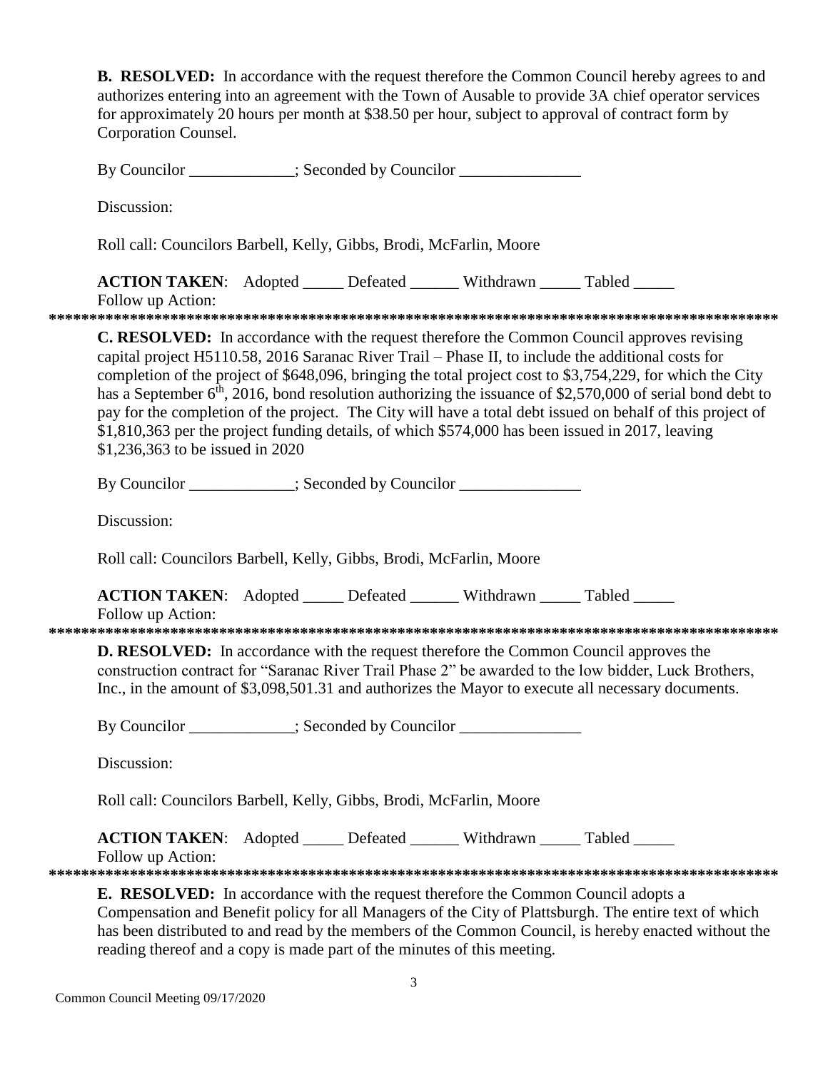**B. RESOLVED:** In accordance with the request therefore the Common Council hereby agrees to and authorizes entering into an agreement with the Town of Ausable to provide 3A chief operator services for approximately 20 hours per month at $38.50 per hour, subject to approval of contract form by Corporation Counsel.

By Councilor _____________; Seconded by Councilor _______________

Discussion:

Roll call: Councilors Barbell, Kelly, Gibbs, Brodi, McFarlin, Moore

**ACTION TAKEN**: Adopted _____ Defeated ______ Withdrawn _____ Tabled _____
Follow up Action:

******************************************************************************************

**C. RESOLVED:** In accordance with the request therefore the Common Council approves revising capital project H5110.58, 2016 Saranac River Trail – Phase II, to include the additional costs for completion of the project of $648,096, bringing the total project cost to $3,754,229, for which the City has a September 6th, 2016, bond resolution authorizing the issuance of $2,570,000 of serial bond debt to pay for the completion of the project. The City will have a total debt issued on behalf of this project of $1,810,363 per the project funding details, of which $574,000 has been issued in 2017, leaving $1,236,363 to be issued in 2020

By Councilor _____________; Seconded by Councilor _______________

Discussion:

Roll call: Councilors Barbell, Kelly, Gibbs, Brodi, McFarlin, Moore

**ACTION TAKEN**: Adopted _____ Defeated ______ Withdrawn _____ Tabled _____
Follow up Action:

******************************************************************************************

**D. RESOLVED:** In accordance with the request therefore the Common Council approves the construction contract for "Saranac River Trail Phase 2" be awarded to the low bidder, Luck Brothers, Inc., in the amount of $3,098,501.31 and authorizes the Mayor to execute all necessary documents.

By Councilor _____________; Seconded by Councilor _______________

Discussion:

Roll call: Councilors Barbell, Kelly, Gibbs, Brodi, McFarlin, Moore

**ACTION TAKEN**: Adopted _____ Defeated ______ Withdrawn _____ Tabled _____
Follow up Action:

******************************************************************************************

**E. RESOLVED:** In accordance with the request therefore the Common Council adopts a Compensation and Benefit policy for all Managers of the City of Plattsburgh. The entire text of which has been distributed to and read by the members of the Common Council, is hereby enacted without the reading thereof and a copy is made part of the minutes of this meeting.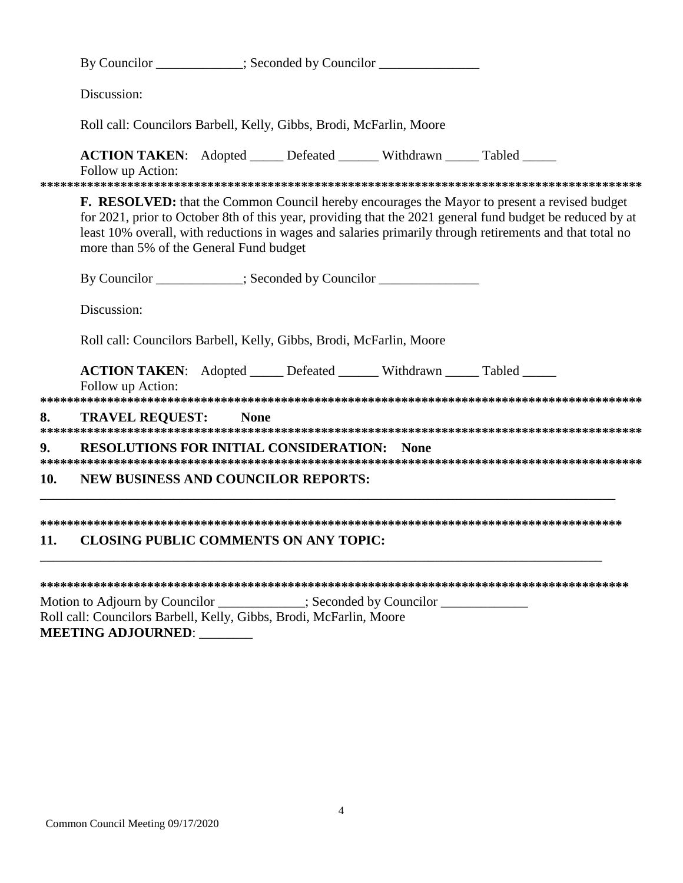By Councilor _____________; Seconded by Councilor _______________

Discussion:

Roll call: Councilors Barbell, Kelly, Gibbs, Brodi, McFarlin, Moore

**ACTION TAKEN**: Adopted _____ Defeated ______ Withdrawn _____ Tabled _____
Follow up Action:

*******************************************************************************************

**F. RESOLVED:** that the Common Council hereby encourages the Mayor to present a revised budget for 2021, prior to October 8th of this year, providing that the 2021 general fund budget be reduced by at least 10% overall, with reductions in wages and salaries primarily through retirements and that total no more than 5% of the General Fund budget

By Councilor _____________; Seconded by Councilor _______________

Discussion:

Roll call: Councilors Barbell, Kelly, Gibbs, Brodi, McFarlin, Moore

**ACTION TAKEN**: Adopted _____ Defeated ______ Withdrawn _____ Tabled _____
Follow up Action:

*******************************************************************************************

**8. TRAVEL REQUEST: None**

*******************************************************************************************

**9. RESOLUTIONS FOR INITIAL CONSIDERATION: None**

*******************************************************************************************

**10. NEW BUSINESS AND COUNCILOR REPORTS:**

___________________________________________________________________________________________

*******************************************************************************************

**11. CLOSING PUBLIC COMMENTS ON ANY TOPIC:**

___________________________________________________________________________________________

*******************************************************************************************

Motion to Adjourn by Councilor _____________; Seconded by Councilor _____________
Roll call: Councilors Barbell, Kelly, Gibbs, Brodi, McFarlin, Moore
**MEETING ADJOURNED**: ________

Common Council Meeting 09/17/2020